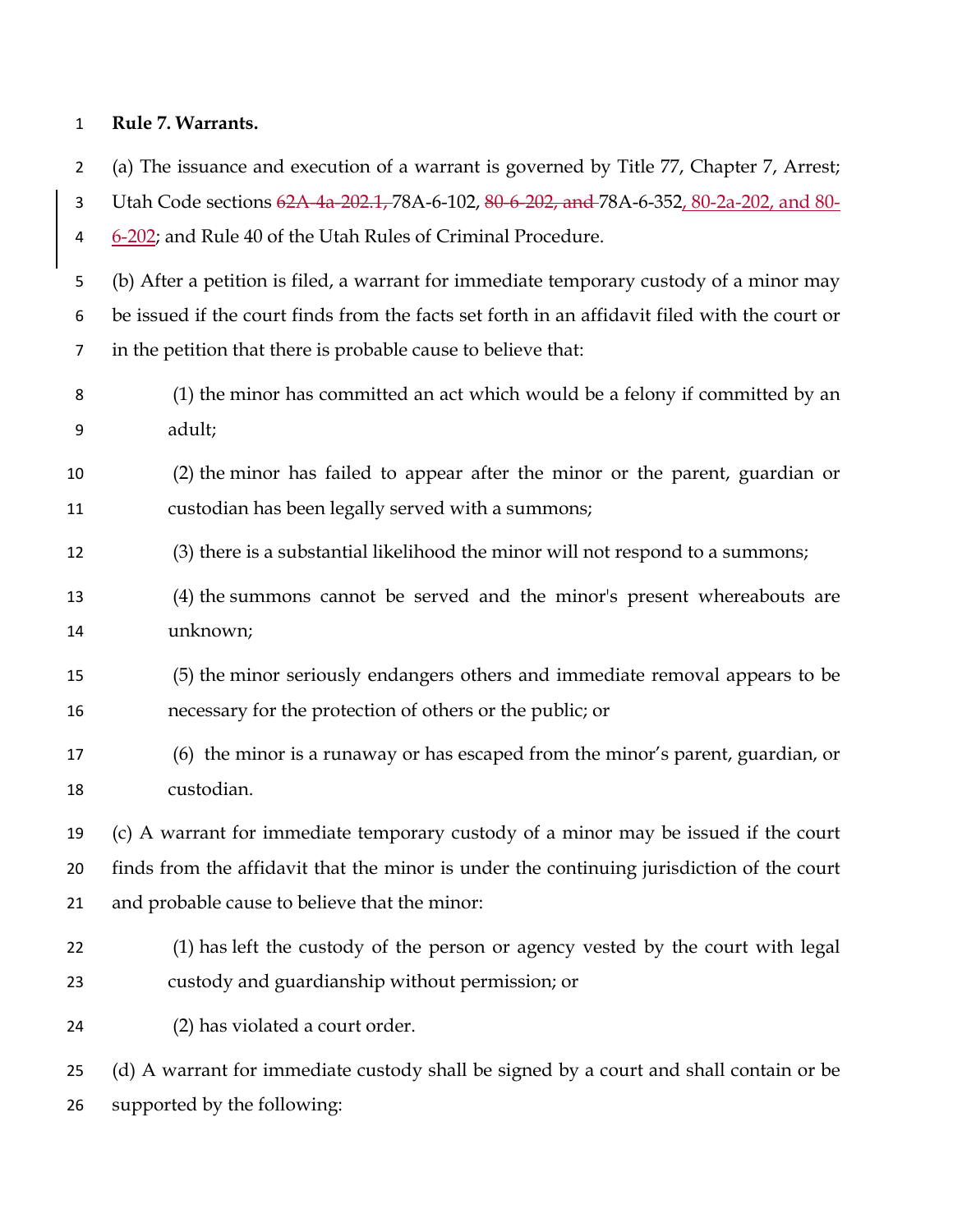**Rule 7. Warrants.**

(a) The issuance and execution of a warrant is governed by Title 77, Chapter 7, Arrest; Utah Code sections ~~62A-4a-202.1,~~ 78A-6-102, ~~80-6-202, and~~ 78A-6-352, 80-2a-202, and 80-6-202; and Rule 40 of the Utah Rules of Criminal Procedure.

(b) After a petition is filed, a warrant for immediate temporary custody of a minor may be issued if the court finds from the facts set forth in an affidavit filed with the court or in the petition that there is probable cause to believe that:

(1) the minor has committed an act which would be a felony if committed by an adult;

(2) the minor has failed to appear after the minor or the parent, guardian or custodian has been legally served with a summons;

(3) there is a substantial likelihood the minor will not respond to a summons;

(4) the summons cannot be served and the minor's present whereabouts are unknown;

(5) the minor seriously endangers others and immediate removal appears to be necessary for the protection of others or the public; or

(6) the minor is a runaway or has escaped from the minor's parent, guardian, or custodian.

(c) A warrant for immediate temporary custody of a minor may be issued if the court finds from the affidavit that the minor is under the continuing jurisdiction of the court and probable cause to believe that the minor:

(1) has left the custody of the person or agency vested by the court with legal custody and guardianship without permission; or

(2) has violated a court order.

(d) A warrant for immediate custody shall be signed by a court and shall contain or be supported by the following: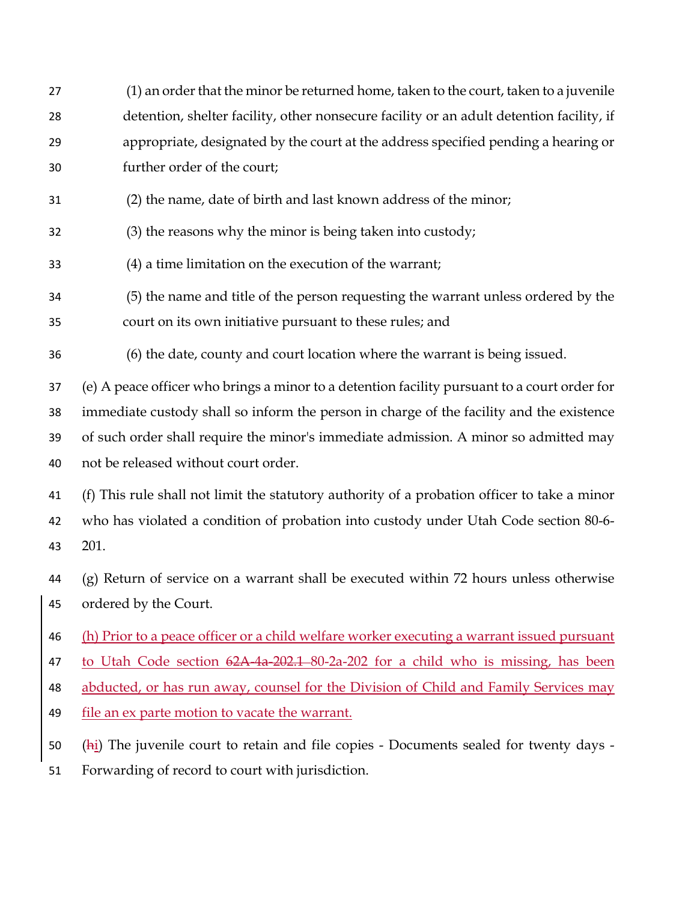(1) an order that the minor be returned home, taken to the court, taken to a juvenile detention, shelter facility, other nonsecure facility or an adult detention facility, if appropriate, designated by the court at the address specified pending a hearing or further order of the court;

(2) the name, date of birth and last known address of the minor;

(3) the reasons why the minor is being taken into custody;

(4) a time limitation on the execution of the warrant;

(5) the name and title of the person requesting the warrant unless ordered by the court on its own initiative pursuant to these rules; and

(6) the date, county and court location where the warrant is being issued.

(e) A peace officer who brings a minor to a detention facility pursuant to a court order for immediate custody shall so inform the person in charge of the facility and the existence of such order shall require the minor's immediate admission. A minor so admitted may not be released without court order.

(f) This rule shall not limit the statutory authority of a probation officer to take a minor who has violated a condition of probation into custody under Utah Code section 80-6-201.

(g) Return of service on a warrant shall be executed within 72 hours unless otherwise ordered by the Court.

<ins>(h) Prior to a peace officer or a child welfare worker executing a warrant issued pursuant to Utah Code section ~~62A-4a-202.1~~ 80-2a-202 for a child who is missing, has been abducted, or has run away, counsel for the Division of Child and Family Services may file an ex parte motion to vacate the warrant.</ins>

(~~h~~<ins>i</ins>) The juvenile court to retain and file copies - Documents sealed for twenty days - Forwarding of record to court with jurisdiction.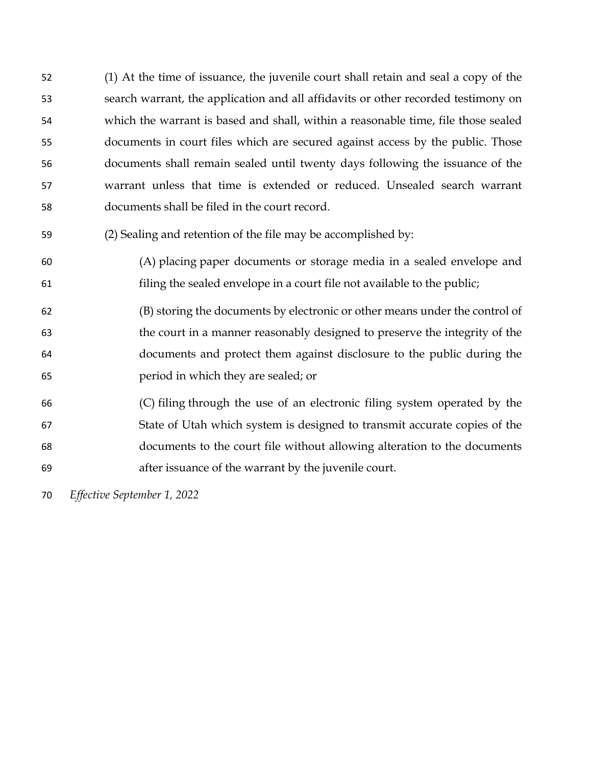(1) At the time of issuance, the juvenile court shall retain and seal a copy of the search warrant, the application and all affidavits or other recorded testimony on which the warrant is based and shall, within a reasonable time, file those sealed documents in court files which are secured against access by the public. Those documents shall remain sealed until twenty days following the issuance of the warrant unless that time is extended or reduced. Unsealed search warrant documents shall be filed in the court record.

(2) Sealing and retention of the file may be accomplished by:

(A) placing paper documents or storage media in a sealed envelope and filing the sealed envelope in a court file not available to the public;

(B) storing the documents by electronic or other means under the control of the court in a manner reasonably designed to preserve the integrity of the documents and protect them against disclosure to the public during the period in which they are sealed; or

(C) filing through the use of an electronic filing system operated by the State of Utah which system is designed to transmit accurate copies of the documents to the court file without allowing alteration to the documents after issuance of the warrant by the juvenile court.

*Effective September 1, 2022*